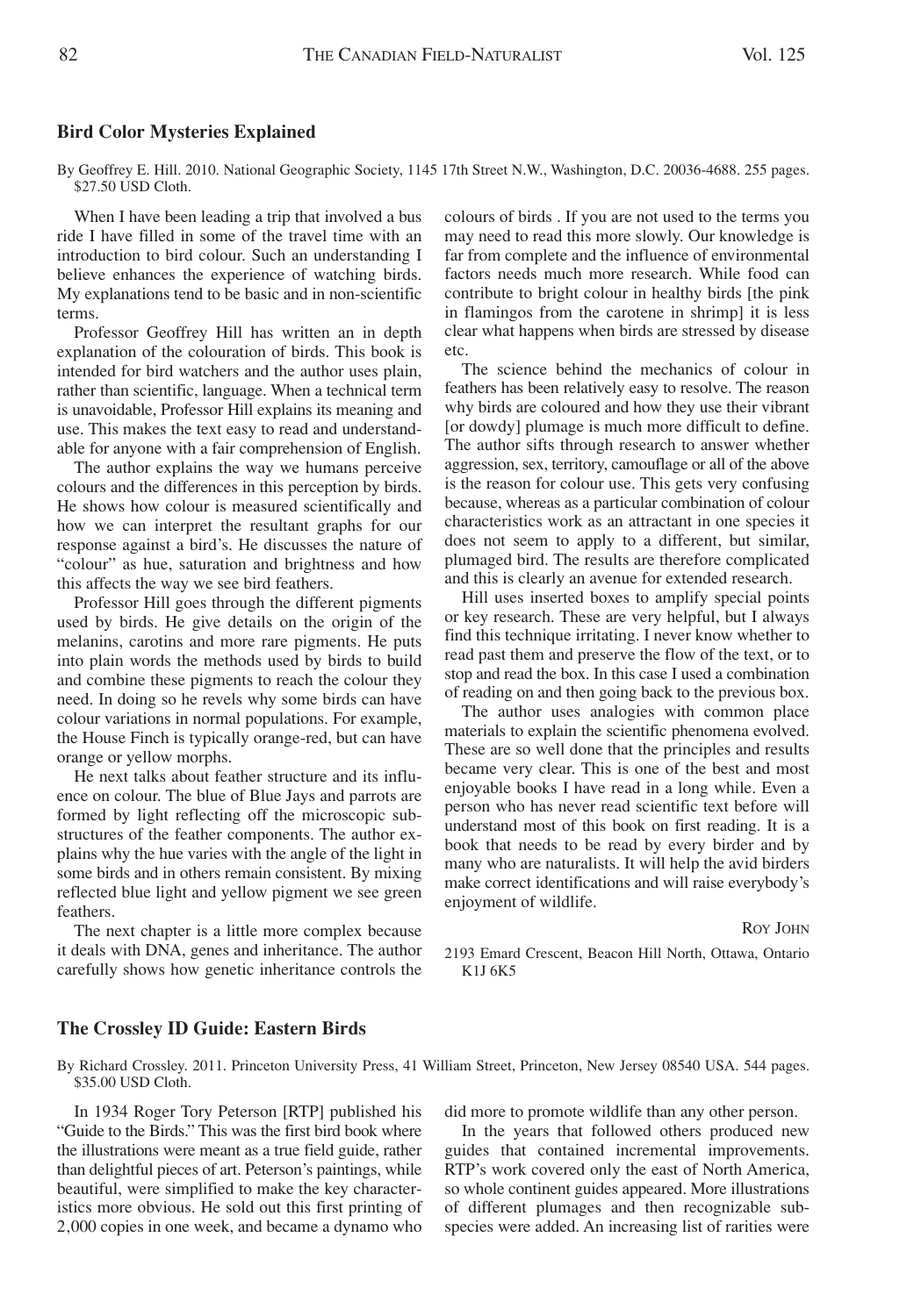### Bird Color Mysteries Explained

By Geoffrey E. Hill. 2010. National Geographic Society, 1145 17th Street N.W., Washington, D.C. 20036-4688. 255 pages. $27.50 USD Cloth.

When I have been leading a trip that involved a bus ride I have filled in some of the travel time with an introduction to bird colour. Such an understanding I believe enhances the experience of watching birds. My explanations tend to be basic and in non-scientific terms.

Professor Geoffrey Hill has written an in depth explanation of the colouration of birds. This book is intended for bird watchers and the author uses plain, rather than scientific, language. When a technical term is unavoidable, Professor Hill explains its meaning and use. This makes the text easy to read and understandable for anyone with a fair comprehension of English.

The author explains the way we humans perceive colours and the differences in this perception by birds. He shows how colour is measured scientifically and how we can interpret the resultant graphs for our response against a bird's. He discusses the nature of "colour" as hue, saturation and brightness and how this affects the way we see bird feathers.

Professor Hill goes through the different pigments used by birds. He give details on the origin of the melanins, carotins and more rare pigments. He puts into plain words the methods used by birds to build and combine these pigments to reach the colour they need. In doing so he revels why some birds can have colour variations in normal populations. For example, the House Finch is typically orange-red, but can have orange or yellow morphs.

He next talks about feather structure and its influence on colour. The blue of Blue Jays and parrots are formed by light reflecting off the microscopic substructures of the feather components. The author explains why the hue varies with the angle of the light in some birds and in others remain consistent. By mixing reflected blue light and yellow pigment we see green feathers.

The next chapter is a little more complex because it deals with DNA, genes and inheritance. The author carefully shows how genetic inheritance controls the colours of birds . If you are not used to the terms you may need to read this more slowly. Our knowledge is far from complete and the influence of environmental factors needs much more research. While food can contribute to bright colour in healthy birds [the pink in flamingos from the carotene in shrimp] it is less clear what happens when birds are stressed by disease etc.

The science behind the mechanics of colour in feathers has been relatively easy to resolve. The reason why birds are coloured and how they use their vibrant [or dowdy] plumage is much more difficult to define. The author sifts through research to answer whether aggression, sex, territory, camouflage or all of the above is the reason for colour use. This gets very confusing because, whereas as a particular combination of colour characteristics work as an attractant in one species it does not seem to apply to a different, but similar, plumaged bird. The results are therefore complicated and this is clearly an avenue for extended research.

Hill uses inserted boxes to amplify special points or key research. These are very helpful, but I always find this technique irritating. I never know whether to read past them and preserve the flow of the text, or to stop and read the box. In this case I used a combination of reading on and then going back to the previous box.

The author uses analogies with common place materials to explain the scientific phenomena evolved. These are so well done that the principles and results became very clear. This is one of the best and most enjoyable books I have read in a long while. Even a person who has never read scientific text before will understand most of this book on first reading. It is a book that needs to be read by every birder and by many who are naturalists. It will help the avid birders make correct identifications and will raise everybody's enjoyment of wildlife.

ROY JOHN

2193 Emard Crescent, Beacon Hill North, Ottawa, Ontario K1J 6K5

### The Crossley ID Guide: Eastern Birds

By Richard Crossley. 2011. Princeton University Press, 41 William Street, Princeton, New Jersey 08540 USA. 544 pages. $35.00 USD Cloth.

In 1934 Roger Tory Peterson [RTP] published his "Guide to the Birds." This was the first bird book where the illustrations were meant as a true field guide, rather than delightful pieces of art. Peterson's paintings, while beautiful, were simplified to make the key characteristics more obvious. He sold out this first printing of 2,000 copies in one week, and became a dynamo who did more to promote wildlife than any other person.

In the years that followed others produced new guides that contained incremental improvements. RTP's work covered only the east of North America, so whole continent guides appeared. More illustrations of different plumages and then recognizable subspecies were added. An increasing list of rarities were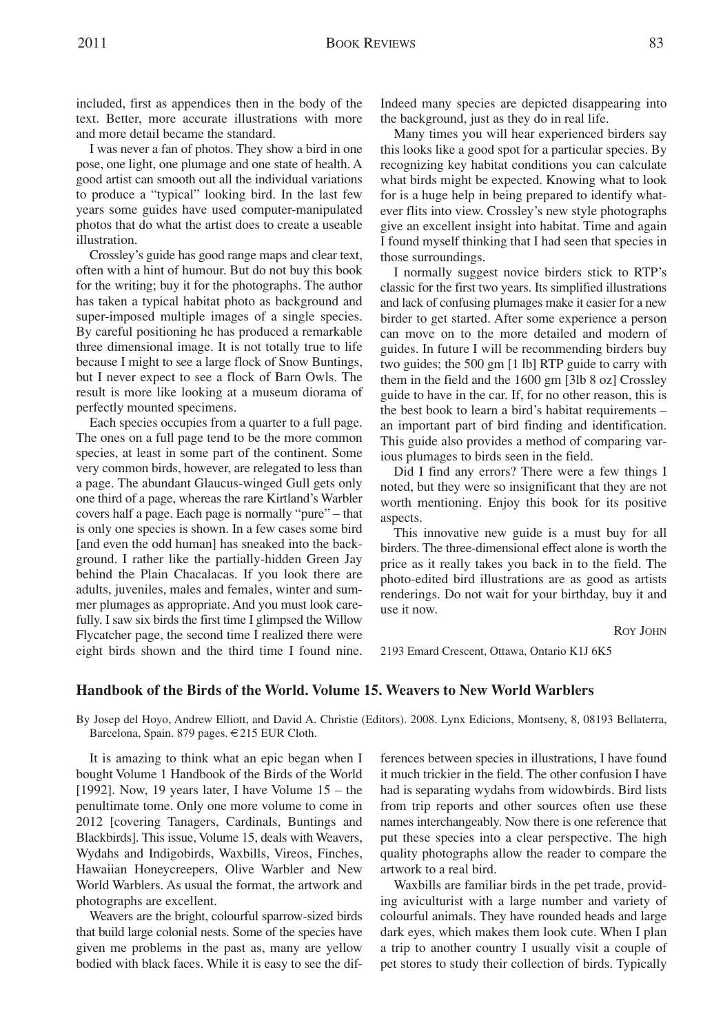included, first as appendices then in the body of the text. Better, more accurate illustrations with more and more detail became the standard.

I was never a fan of photos. They show a bird in one pose, one light, one plumage and one state of health. A good artist can smooth out all the individual variations to produce a "typical" looking bird. In the last few years some guides have used computer-manipulated photos that do what the artist does to create a useable illustration.

Crossley's guide has good range maps and clear text, often with a hint of humour. But do not buy this book for the writing; buy it for the photographs. The author has taken a typical habitat photo as background and super-imposed multiple images of a single species. By careful positioning he has produced a remarkable three dimensional image. It is not totally true to life because I might to see a large flock of Snow Buntings, but I never expect to see a flock of Barn Owls. The result is more like looking at a museum diorama of perfectly mounted specimens.

Each species occupies from a quarter to a full page. The ones on a full page tend to be the more common species, at least in some part of the continent. Some very common birds, however, are relegated to less than a page. The abundant Glaucus-winged Gull gets only one third of a page, whereas the rare Kirtland's Warbler covers half a page. Each page is normally "pure" – that is only one species is shown. In a few cases some bird [and even the odd human] has sneaked into the background. I rather like the partially-hidden Green Jay behind the Plain Chacalacas. If you look there are adults, juveniles, males and females, winter and summer plumages as appropriate. And you must look carefully. I saw six birds the first time I glimpsed the Willow Flycatcher page, the second time I realized there were eight birds shown and the third time I found nine. Indeed many species are depicted disappearing into the background, just as they do in real life.

Many times you will hear experienced birders say this looks like a good spot for a particular species. By recognizing key habitat conditions you can calculate what birds might be expected. Knowing what to look for is a huge help in being prepared to identify whatever flits into view. Crossley's new style photographs give an excellent insight into habitat. Time and again I found myself thinking that I had seen that species in those surroundings.

I normally suggest novice birders stick to RTP's classic for the first two years. Its simplified illustrations and lack of confusing plumages make it easier for a new birder to get started. After some experience a person can move on to the more detailed and modern of guides. In future I will be recommending birders buy two guides; the 500 gm [1 lb] RTP guide to carry with them in the field and the 1600 gm [3lb 8 oz] Crossley guide to have in the car. If, for no other reason, this is the best book to learn a bird's habitat requirements – an important part of bird finding and identification. This guide also provides a method of comparing various plumages to birds seen in the field.

Did I find any errors? There were a few things I noted, but they were so insignificant that they are not worth mentioning. Enjoy this book for its positive aspects.

This innovative new guide is a must buy for all birders. The three-dimensional effect alone is worth the price as it really takes you back in to the field. The photo-edited bird illustrations are as good as artists renderings. Do not wait for your birthday, buy it and use it now.

ROY JOHN

2193 Emard Crescent, Ottawa, Ontario K1J 6K5

## Handbook of the Birds of the World. Volume 15. Weavers to New World Warblers

By Josep del Hoyo, Andrew Elliott, and David A. Christie (Editors). 2008. Lynx Edicions, Montseny, 8, 08193 Bellaterra, Barcelona, Spain. 879 pages. €215 EUR Cloth.

It is amazing to think what an epic began when I bought Volume 1 Handbook of the Birds of the World [1992]. Now, 19 years later, I have Volume 15 – the penultimate tome. Only one more volume to come in 2012 [covering Tanagers, Cardinals, Buntings and Blackbirds]. This issue, Volume 15, deals with Weavers, Wydahs and Indigobirds, Waxbills, Vireos, Finches, Hawaiian Honeycreepers, Olive Warbler and New World Warblers. As usual the format, the artwork and photographs are excellent.

Weavers are the bright, colourful sparrow-sized birds that build large colonial nests. Some of the species have given me problems in the past as, many are yellow bodied with black faces. While it is easy to see the differences between species in illustrations, I have found it much trickier in the field. The other confusion I have had is separating wydahs from widowbirds. Bird lists from trip reports and other sources often use these names interchangeably. Now there is one reference that put these species into a clear perspective. The high quality photographs allow the reader to compare the artwork to a real bird.

Waxbills are familiar birds in the pet trade, providing aviculturist with a large number and variety of colourful animals. They have rounded heads and large dark eyes, which makes them look cute. When I plan a trip to another country I usually visit a couple of pet stores to study their collection of birds. Typically